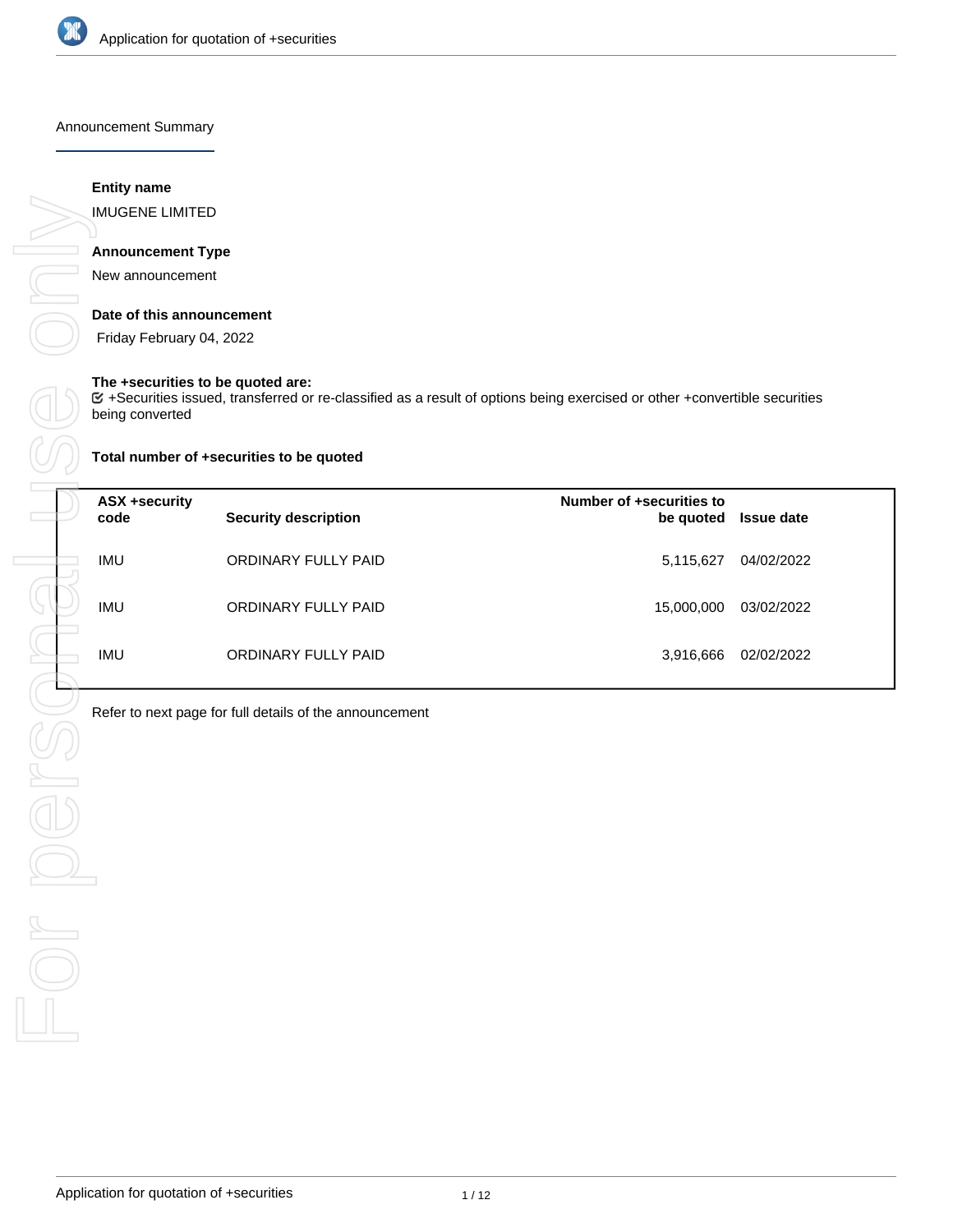Announcement Summary

**Entity name**

IMUGENE LIMITED

**Announcement Type**

New announcement

**Date of this announcement**

Friday February 04, 2022

**The +securities to be quoted are:**

☑ +Securities issued, transferred or re-classified as a result of options being exercised or other +convertible securities being converted

**Total number of +securities to be quoted**

| ASX +security code | Security description | Number of +securities to be quoted | Issue date |
|---|---|---|---|
| IMU | ORDINARY FULLY PAID | 5,115,627 | 04/02/2022 |
| IMU | ORDINARY FULLY PAID | 15,000,000 | 03/02/2022 |
| IMU | ORDINARY FULLY PAID | 3,916,666 | 02/02/2022 |

Refer to next page for full details of the announcement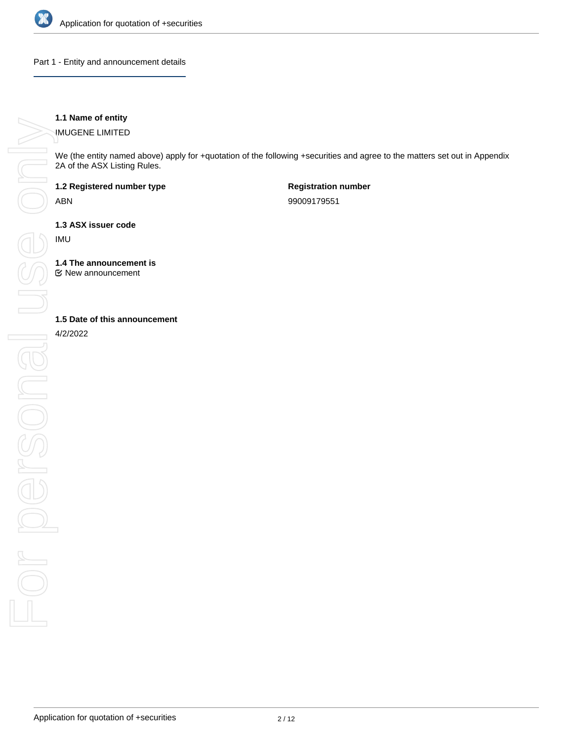## Part 1 - Entity and announcement details

**1.1 Name of entity**

IMUGENE LIMITED

We (the entity named above) apply for +quotation of the following +securities and agree to the matters set out in Appendix 2A of the ASX Listing Rules.

**1.2 Registered number type**

ABN

**Registration number**

99009179551

**1.3 ASX issuer code**

IMU

**1.4 The announcement is**

☑ New announcement

**1.5 Date of this announcement**

4/2/2022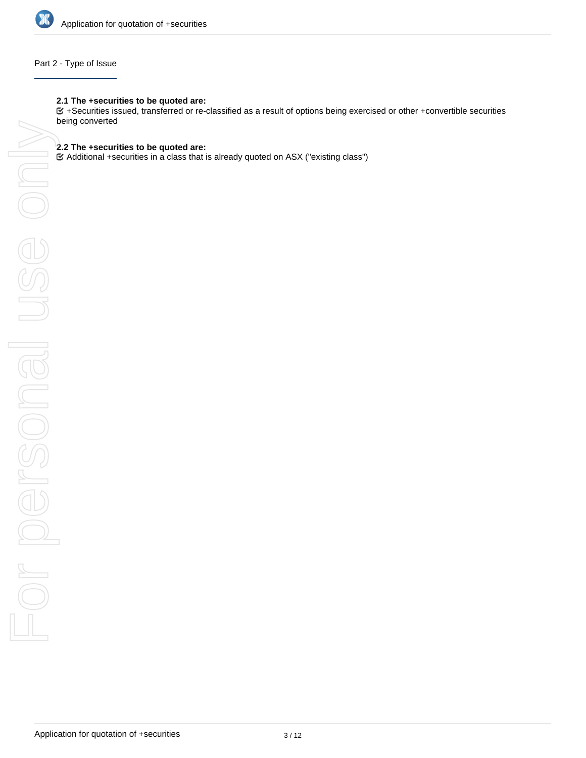## Part 2 - Type of Issue

**2.1 The +securities to be quoted are:**

☑ +Securities issued, transferred or re-classified as a result of options being exercised or other +convertible securities being converted

**2.2 The +securities to be quoted are:**

☑ Additional +securities in a class that is already quoted on ASX ("existing class")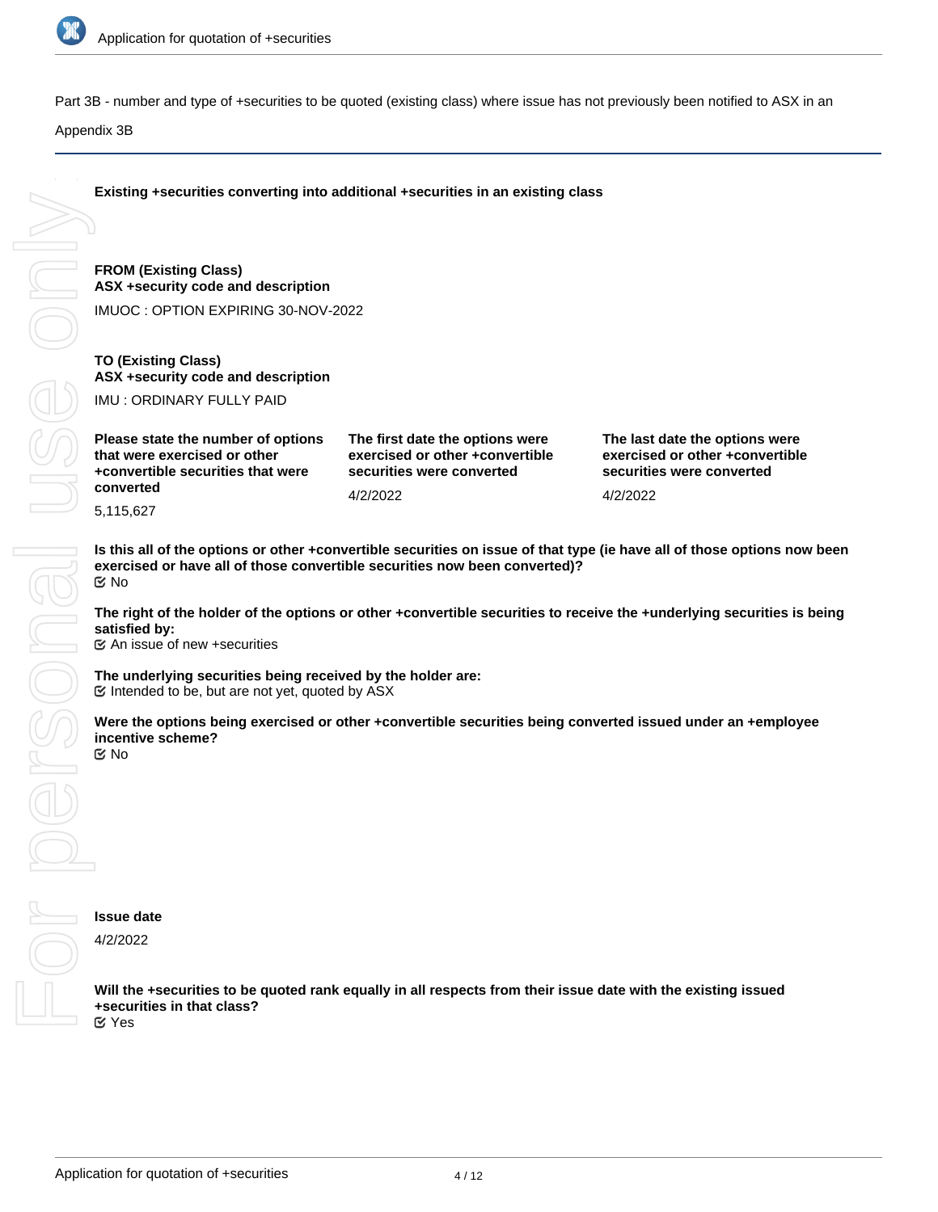Part 3B - number and type of +securities to be quoted (existing class) where issue has not previously been notified to ASX in an Appendix 3B

**Existing +securities converting into additional +securities in an existing class**

**FROM (Existing Class)**
**ASX +security code and description**

IMUOC : OPTION EXPIRING 30-NOV-2022

**TO (Existing Class)**
**ASX +security code and description**

IMU : ORDINARY FULLY PAID

| Please state the number of options that were exercised or other +convertible securities that were converted | The first date the options were exercised or other +convertible securities were converted | The last date the options were exercised or other +convertible securities were converted |
|---|---|---|
| 5,115,627 | 4/2/2022 | 4/2/2022 |

**Is this all of the options or other +convertible securities on issue of that type (ie have all of those options now been exercised or have all of those convertible securities now been converted)?**
No

**The right of the holder of the options or other +convertible securities to receive the +underlying securities is being satisfied by:**
An issue of new +securities

**The underlying securities being received by the holder are:**
Intended to be, but are not yet, quoted by ASX

**Were the options being exercised or other +convertible securities being converted issued under an +employee incentive scheme?**
No

**Issue date**

4/2/2022

**Will the +securities to be quoted rank equally in all respects from their issue date with the existing issued +securities in that class?**
Yes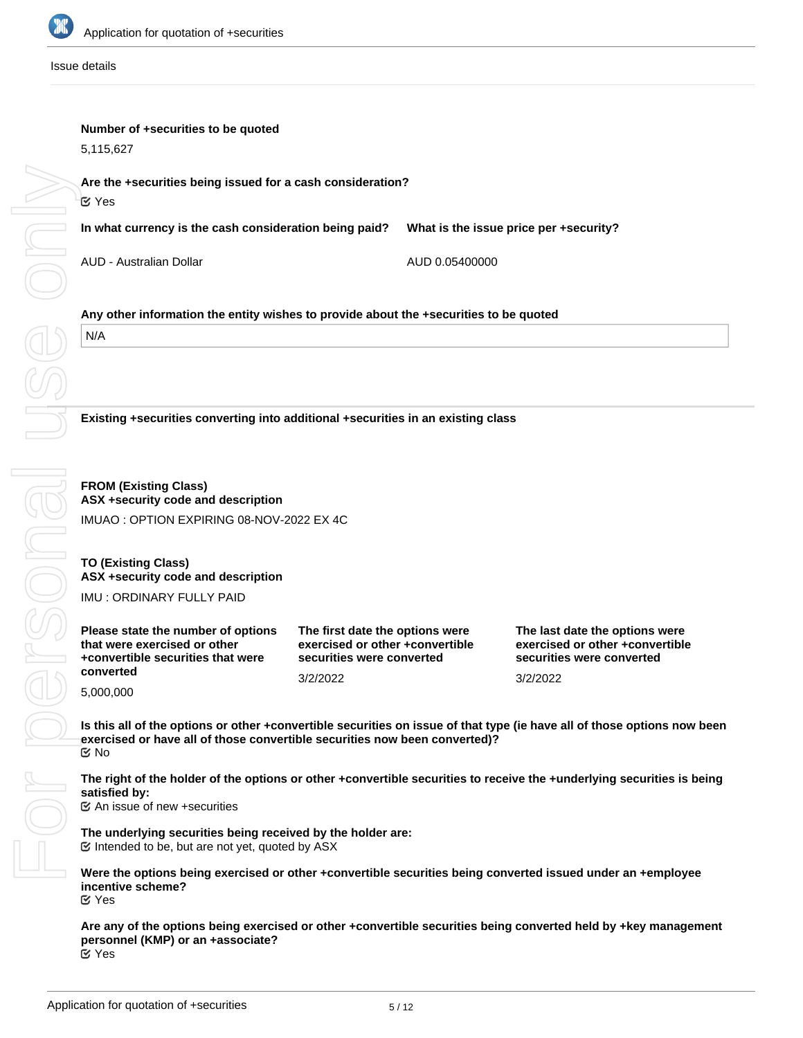Issue details

**Number of +securities to be quoted**

5,115,627

**Are the +securities being issued for a cash consideration?**

☑ Yes

**In what currency is the cash consideration being paid?**

AUD - Australian Dollar

**What is the issue price per +security?**

AUD 0.05400000

**Any other information the entity wishes to provide about the +securities to be quoted**

N/A

**Existing +securities converting into additional +securities in an existing class**

**FROM (Existing Class)**
**ASX +security code and description**

IMUAO : OPTION EXPIRING 08-NOV-2022 EX 4C

**TO (Existing Class)**
**ASX +security code and description**

IMU : ORDINARY FULLY PAID

**Please state the number of options that were exercised or other +convertible securities that were converted**

5,000,000

**The first date the options were exercised or other +convertible securities were converted**

3/2/2022

**The last date the options were exercised or other +convertible securities were converted**

3/2/2022

**Is this all of the options or other +convertible securities on issue of that type (ie have all of those options now been exercised or have all of those convertible securities now been converted)?**

☑ No

**The right of the holder of the options or other +convertible securities to receive the +underlying securities is being satisfied by:**

☑ An issue of new +securities

**The underlying securities being received by the holder are:**

☑ Intended to be, but are not yet, quoted by ASX

**Were the options being exercised or other +convertible securities being converted issued under an +employee incentive scheme?**

☑ Yes

**Are any of the options being exercised or other +convertible securities being converted held by +key management personnel (KMP) or an +associate?**

☑ Yes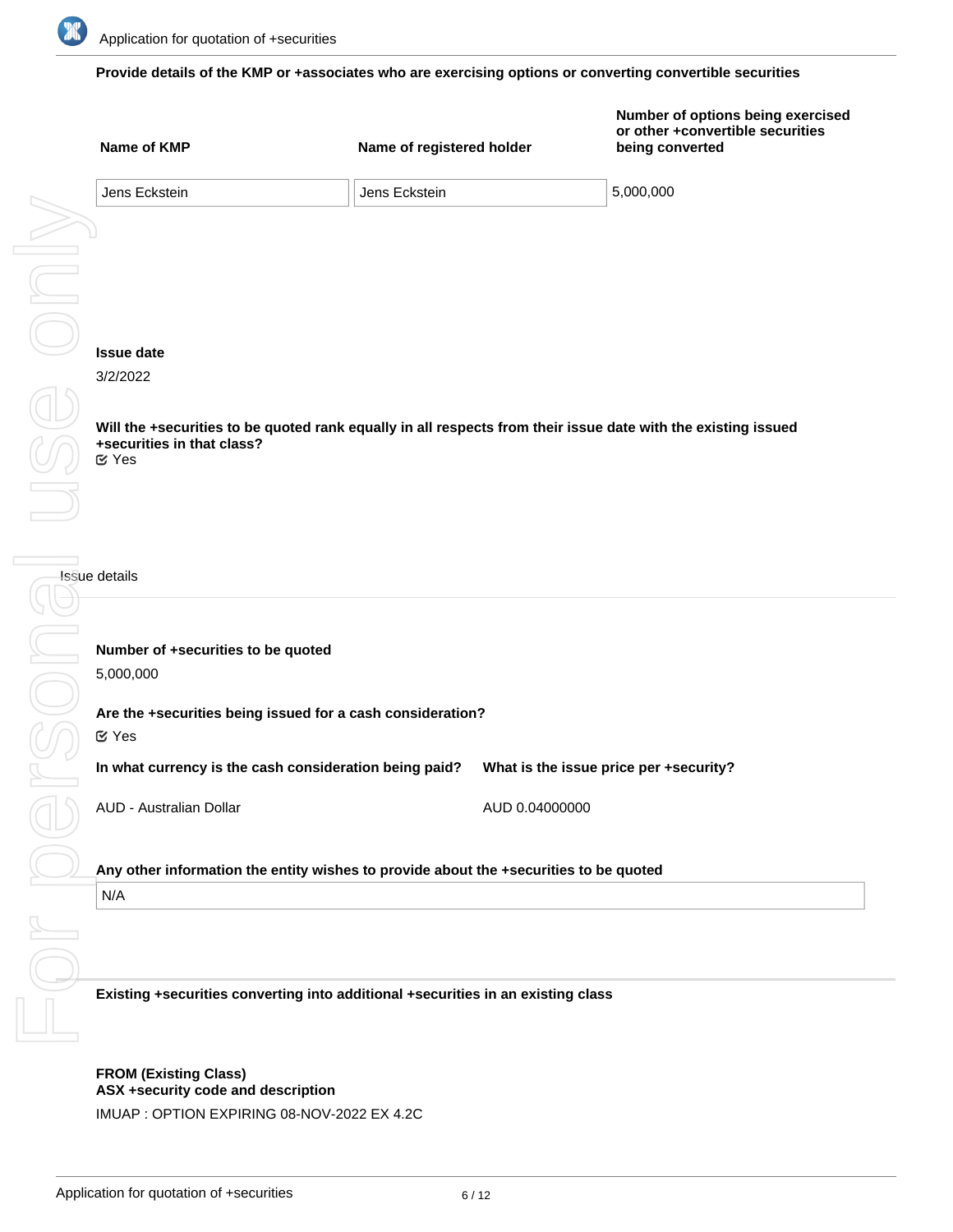**Provide details of the KMP or +associates who are exercising options or converting convertible securities**

| Name of KMP | Name of registered holder | Number of options being exercised or other +convertible securities being converted |
| --- | --- | --- |
| Jens Eckstein | Jens Eckstein | 5,000,000 |

**Issue date**

3/2/2022

**Will the +securities to be quoted rank equally in all respects from their issue date with the existing issued +securities in that class?**

☑ Yes

Issue details

**Number of +securities to be quoted**

5,000,000

**Are the +securities being issued for a cash consideration?**

☑ Yes

| In what currency is the cash consideration being paid? | What is the issue price per +security? |
| --- | --- |
| AUD - Australian Dollar | AUD 0.04000000 |

**Any other information the entity wishes to provide about the +securities to be quoted**

N/A

**Existing +securities converting into additional +securities in an existing class**

**FROM (Existing Class)**
**ASX +security code and description**

IMUAP : OPTION EXPIRING 08-NOV-2022 EX 4.2C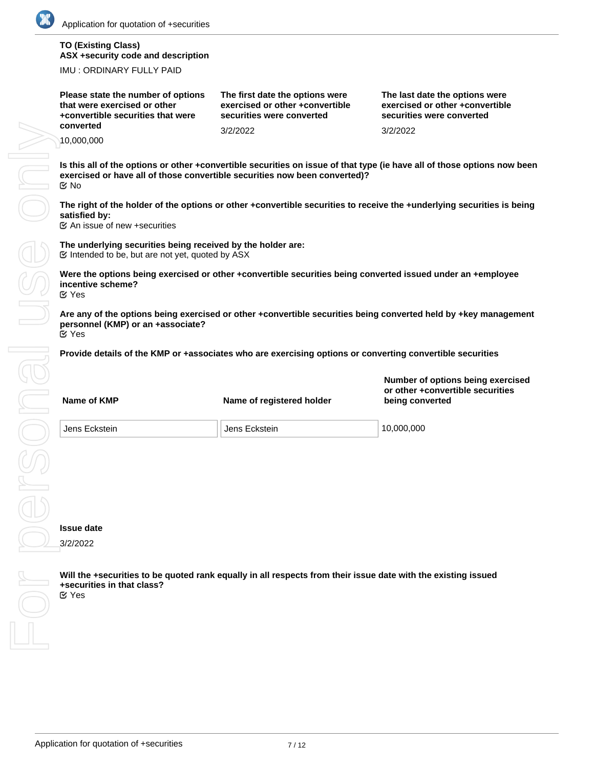**TO (Existing Class)**
**ASX +security code and description**

IMU : ORDINARY FULLY PAID

| Please state the number of options that were exercised or other +convertible securities that were converted | The first date the options were exercised or other +convertible securities were converted | The last date the options were exercised or other +convertible securities were converted |
|---|---|---|
| 10,000,000 | 3/2/2022 | 3/2/2022 |

**Is this all of the options or other +convertible securities on issue of that type (ie have all of those options now been exercised or have all of those convertible securities now been converted)?**

☑ No

**The right of the holder of the options or other +convertible securities to receive the +underlying securities is being satisfied by:**

☑ An issue of new +securities

**The underlying securities being received by the holder are:**

☑ Intended to be, but are not yet, quoted by ASX

**Were the options being exercised or other +convertible securities being converted issued under an +employee incentive scheme?**

☑ Yes

**Are any of the options being exercised or other +convertible securities being converted held by +key management personnel (KMP) or an +associate?**

☑ Yes

**Provide details of the KMP or +associates who are exercising options or converting convertible securities**

| Name of KMP | Name of registered holder | Number of options being exercised or other +convertible securities being converted |
|---|---|---|
| Jens Eckstein | Jens Eckstein | 10,000,000 |

**Issue date**

3/2/2022

**Will the +securities to be quoted rank equally in all respects from their issue date with the existing issued +securities in that class?**

☑ Yes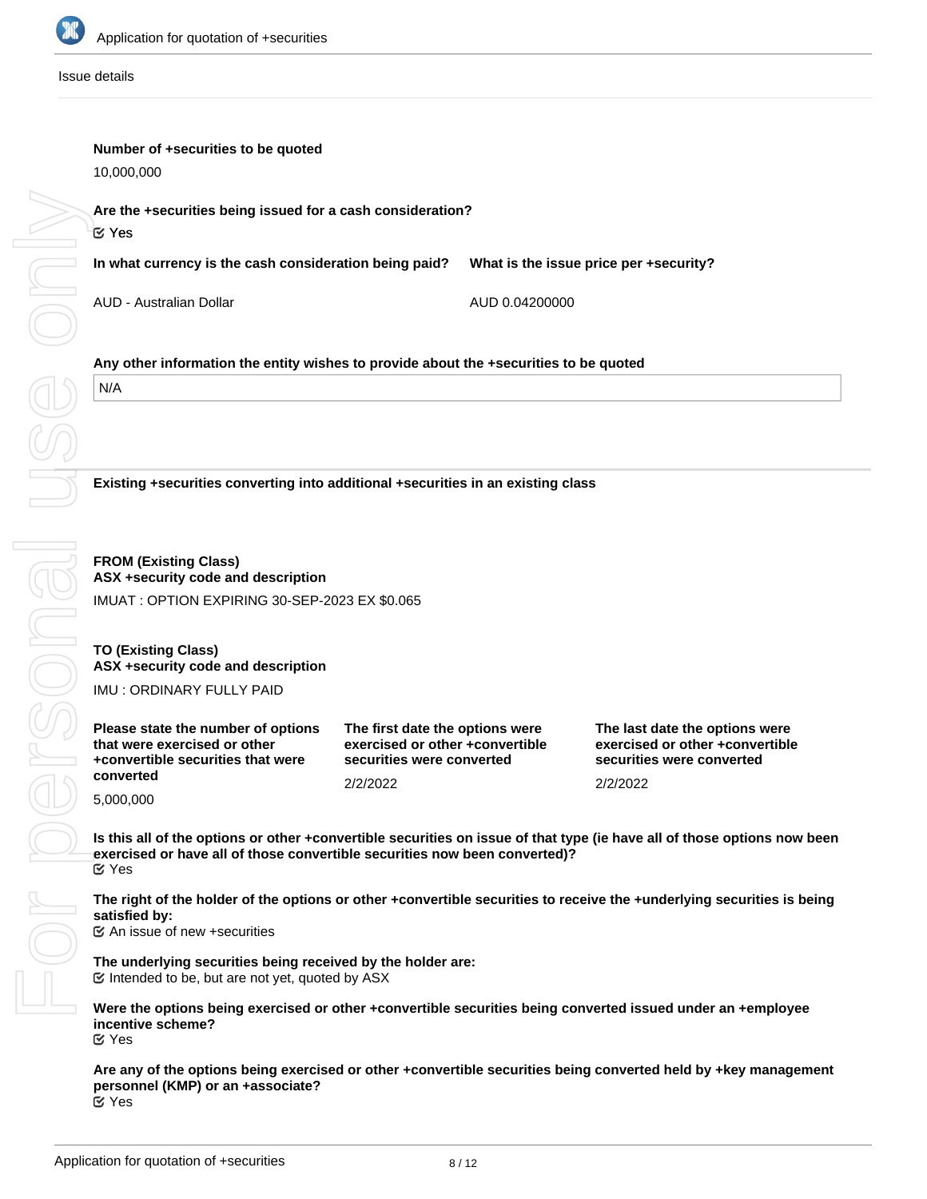Issue details

**Number of +securities to be quoted**

10,000,000

**Are the +securities being issued for a cash consideration?**

☑ Yes

| In what currency is the cash consideration being paid? | What is the issue price per +security? |
| --- | --- |
| AUD - Australian Dollar | AUD 0.04200000 |

**Any other information the entity wishes to provide about the +securities to be quoted**

N/A

**Existing +securities converting into additional +securities in an existing class**

**FROM (Existing Class)**
**ASX +security code and description**

IMUAT : OPTION EXPIRING 30-SEP-2023 EX $0.065

**TO (Existing Class)**
**ASX +security code and description**

IMU : ORDINARY FULLY PAID

| Please state the number of options that were exercised or other +convertible securities that were converted | The first date the options were exercised or other +convertible securities were converted | The last date the options were exercised or other +convertible securities were converted |
| --- | --- | --- |
| 5,000,000 | 2/2/2022 | 2/2/2022 |

**Is this all of the options or other +convertible securities on issue of that type (ie have all of those options now been exercised or have all of those convertible securities now been converted)?**

☑ Yes

**The right of the holder of the options or other +convertible securities to receive the +underlying securities is being satisfied by:**

☑ An issue of new +securities

**The underlying securities being received by the holder are:**

☑ Intended to be, but are not yet, quoted by ASX

**Were the options being exercised or other +convertible securities being converted issued under an +employee incentive scheme?**

☑ Yes

**Are any of the options being exercised or other +convertible securities being converted held by +key management personnel (KMP) or an +associate?**

☑ Yes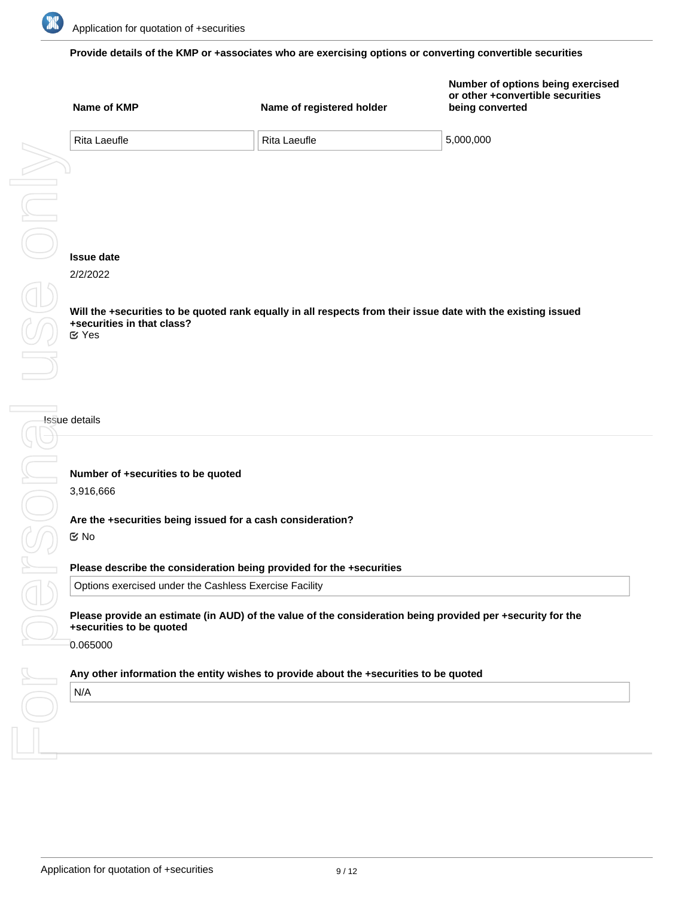**Provide details of the KMP or +associates who are exercising options or converting convertible securities**

| Name of KMP | Name of registered holder | Number of options being exercised or other +convertible securities being converted |
| --- | --- | --- |
| Rita Laeufle | Rita Laeufle | 5,000,000 |

**Issue date**

2/2/2022

**Will the +securities to be quoted rank equally in all respects from their issue date with the existing issued +securities in that class?**

☑ Yes

Issue details

**Number of +securities to be quoted**

3,916,666

**Are the +securities being issued for a cash consideration?**

☑ No

**Please describe the consideration being provided for the +securities**

Options exercised under the Cashless Exercise Facility

**Please provide an estimate (in AUD) of the value of the consideration being provided per +security for the +securities to be quoted**

0.065000

**Any other information the entity wishes to provide about the +securities to be quoted**

N/A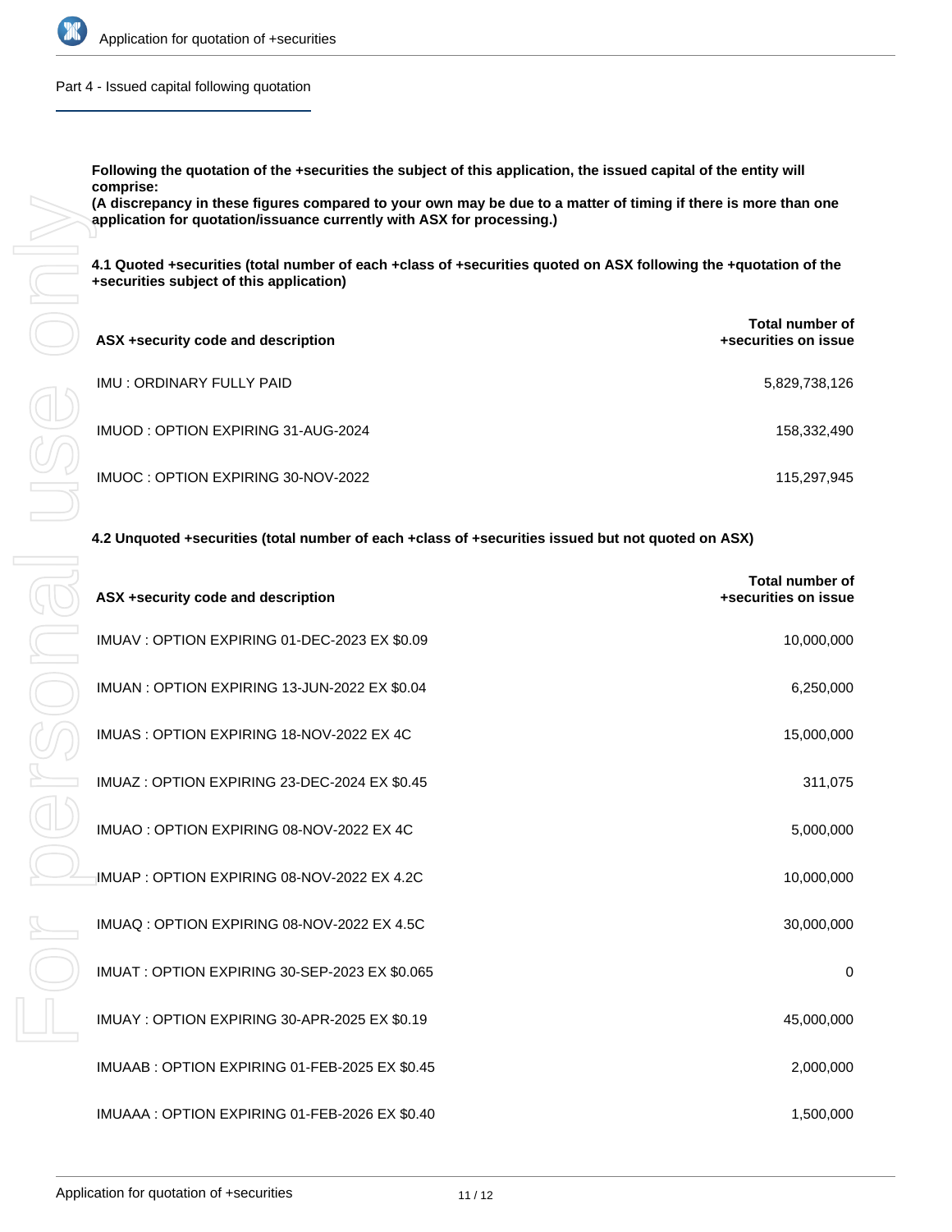## Part 4 - Issued capital following quotation

**Following the quotation of the +securities the subject of this application, the issued capital of the entity will comprise:**
**(A discrepancy in these figures compared to your own may be due to a matter of timing if there is more than one application for quotation/issuance currently with ASX for processing.)**

**4.1 Quoted +securities (total number of each +class of +securities quoted on ASX following the +quotation of the +securities subject of this application)**

| ASX +security code and description | Total number of +securities on issue |
|---|---|
| IMU : ORDINARY FULLY PAID | 5,829,738,126 |
| IMUOD : OPTION EXPIRING 31-AUG-2024 | 158,332,490 |
| IMUOC : OPTION EXPIRING 30-NOV-2022 | 115,297,945 |

**4.2 Unquoted +securities (total number of each +class of +securities issued but not quoted on ASX)**

| ASX +security code and description | Total number of +securities on issue |
|---|---|
| IMUAV : OPTION EXPIRING 01-DEC-2023 EX $0.09 | 10,000,000 |
| IMUAN : OPTION EXPIRING 13-JUN-2022 EX $0.04 | 6,250,000 |
| IMUAS : OPTION EXPIRING 18-NOV-2022 EX 4C | 15,000,000 |
| IMUAZ : OPTION EXPIRING 23-DEC-2024 EX $0.45 | 311,075 |
| IMUAO : OPTION EXPIRING 08-NOV-2022 EX 4C | 5,000,000 |
| IMUAP : OPTION EXPIRING 08-NOV-2022 EX 4.2C | 10,000,000 |
| IMUAQ : OPTION EXPIRING 08-NOV-2022 EX 4.5C | 30,000,000 |
| IMUAT : OPTION EXPIRING 30-SEP-2023 EX $0.065 | 0 |
| IMUAY : OPTION EXPIRING 30-APR-2025 EX $0.19 | 45,000,000 |
| IMUAAB : OPTION EXPIRING 01-FEB-2025 EX $0.45 | 2,000,000 |
| IMUAAA : OPTION EXPIRING 01-FEB-2026 EX $0.40 | 1,500,000 |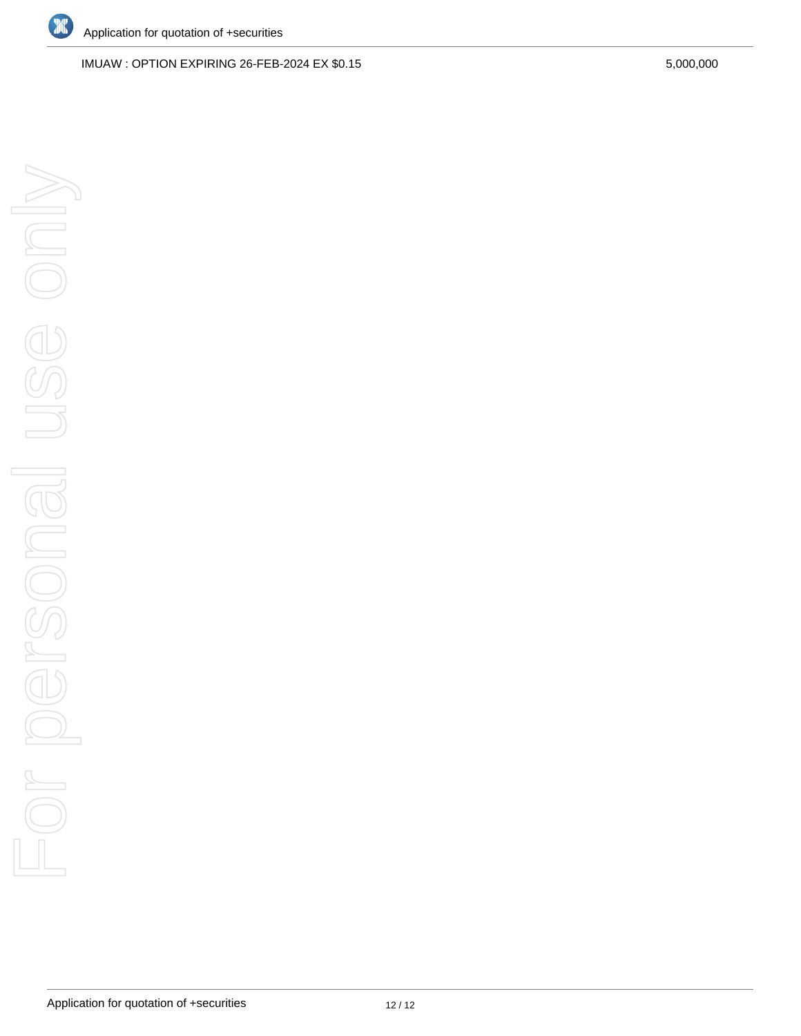| | |
|---|---|
| IMUAW : OPTION EXPIRING 26-FEB-2024 EX $0.15 | 5,000,000 |